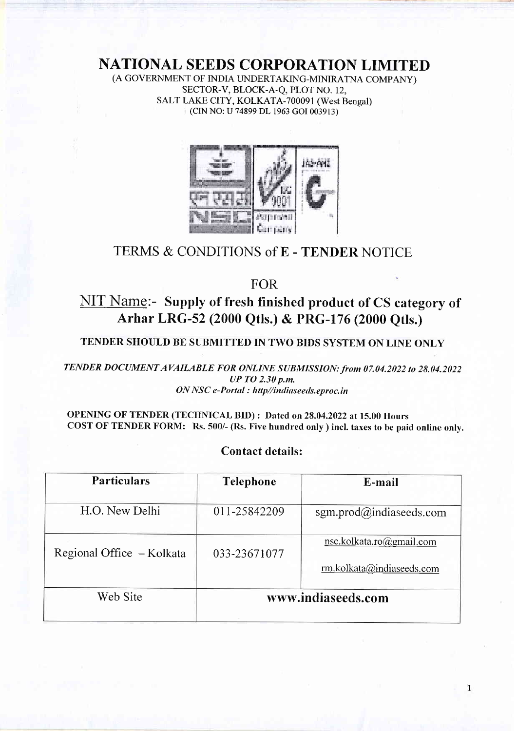# NATIONAL SEEDS CORPORATION LIMITED

(A GOVERNMENT OF INDIA UNDERTAKING-MINIRATNA COMPANY)
SECTOR-V, BLOCK-A-Q, PLOT NO. 12,
SALT LAKE CITY, KOLKATA-700091 (West Bengal)
(CIN NO: U 74899 DL 1963 GOI 003913)

## TERMS & CONDITIONS of **E - TENDER** NOTICE

FOR

## NIT Name:- **Supply of fresh finished product of CS category of Arhar LRG-52 (2000 Qtls.) & PRG-176 (2000 Qtls.)**

**TENDER SHOULD BE SUBMITTED IN TWO BIDS SYSTEM ON LINE ONLY**

*TENDER DOCUMENT AVAILABLE FOR ONLINE SUBMISSION: from 07.04.2022 to 28.04.2022 UP TO 2.30 p.m.*
*ON NSC e-Portal : http//indiaseeds.eproc.in*

**OPENING OF TENDER (TECHNICAL BID) : Dated on 28.04.2022 at 15.00 Hours**
**COST OF TENDER FORM: Rs. 500/- (Rs. Five hundred only ) incl. taxes to be paid online only.**

**Contact details:**

| Particulars | Telephone | E-mail |
|---|---|---|
| H.O. New Delhi | 011-25842209 | sgm.prod@indiaseeds.com |
| Regional Office – Kolkata | 033-23671077 | nsc.kolkata.ro@gmail.com<br>rm.kolkata@indiaseeds.com |
| Web Site | www.indiaseeds.com | |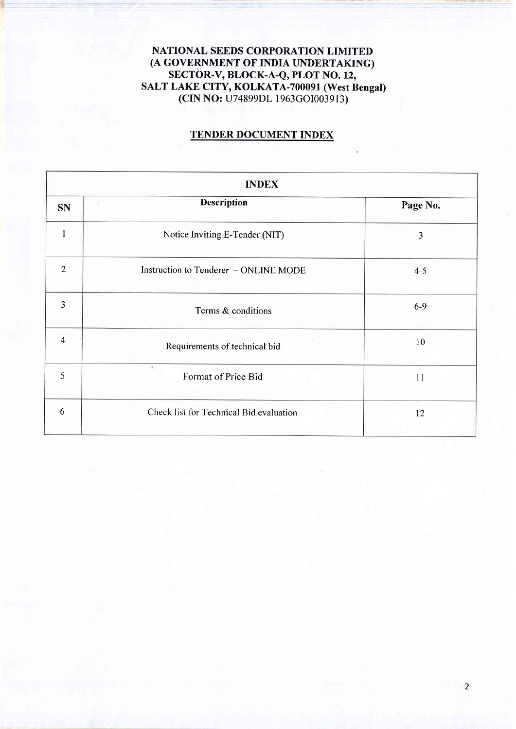**NATIONAL SEEDS CORPORATION LIMITED**
**(A GOVERNMENT OF INDIA UNDERTAKING)**
**SECTOR-V, BLOCK-A-Q, PLOT NO. 12,**
**SALT LAKE CITY, KOLKATA-700091 (West Bengal)**
**(CIN NO: U74899DL 1963GOI003913)**

## TENDER DOCUMENT INDEX

| INDEX | | |
|---|---|---|
| **SN** | **Description** | **Page No.** |
| 1 | Notice Inviting E-Tender (NIT) | 3 |
| 2 | Instruction to Tenderer – ONLINE MODE | 4-5 |
| 3 | Terms & conditions | 6-9 |
| 4 | Requirements of technical bid | 10 |
| 5 | Format of Price Bid | 11 |
| 6 | Check list for Technical Bid evaluation | 12 |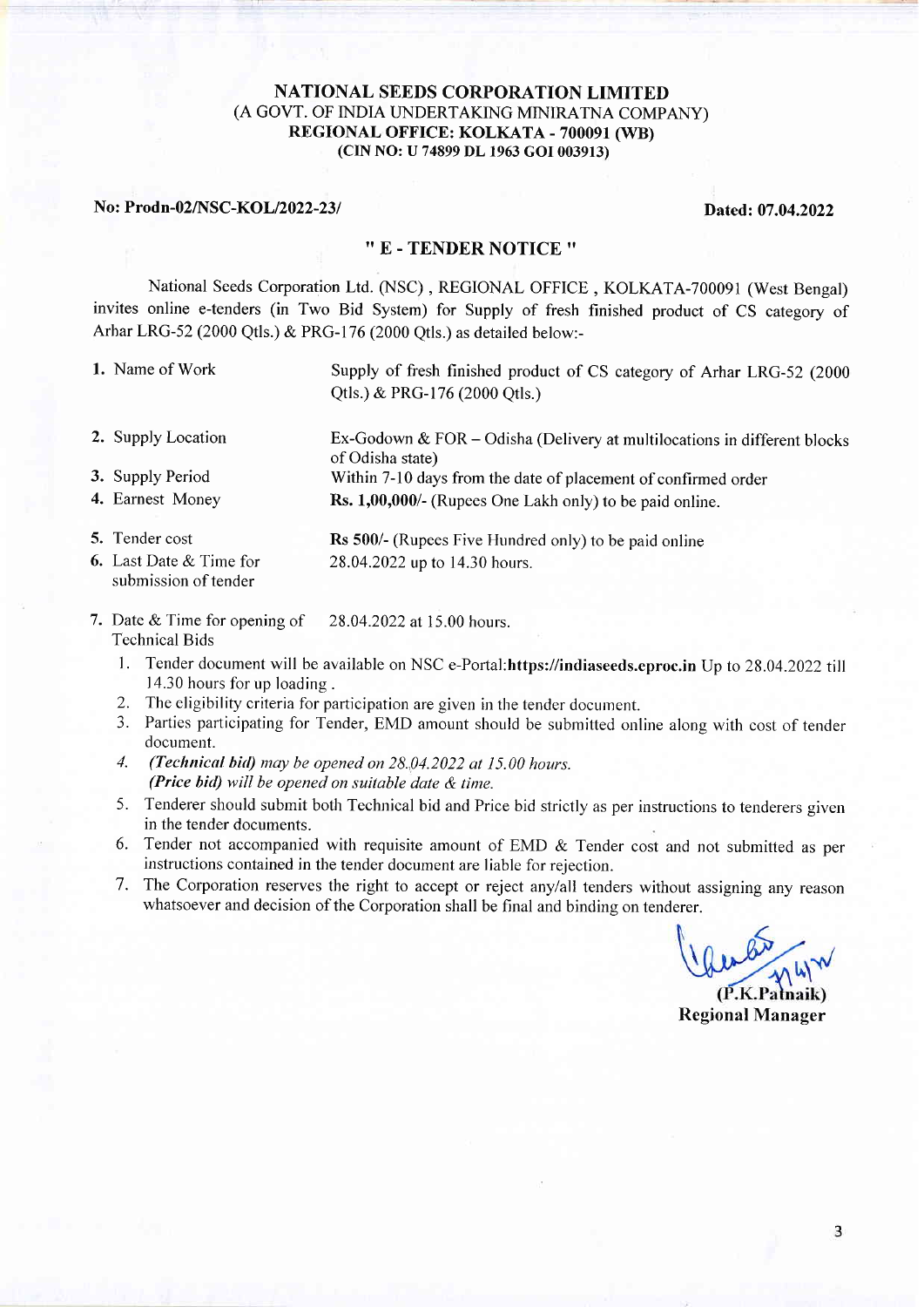**NATIONAL SEEDS CORPORATION LIMITED**
(A GOVT. OF INDIA UNDERTAKING MINIRATNA COMPANY)
**REGIONAL OFFICE: KOLKATA - 700091 (WB)**
**(CIN NO: U 74899 DL 1963 GOI 003913)**

**No: Prodn-02/NSC-KOL/2022-23/** **Dated: 07.04.2022**

## " E - TENDER NOTICE "

National Seeds Corporation Ltd. (NSC) , REGIONAL OFFICE , KOLKATA-700091 (West Bengal) invites online e-tenders (in Two Bid System) for Supply of fresh finished product of CS category of Arhar LRG-52 (2000 Qtls.) & PRG-176 (2000 Qtls.) as detailed below:-

| | |
|---|---|
| 1. Name of Work | Supply of fresh finished product of CS category of Arhar LRG-52 (2000 Qtls.) & PRG-176 (2000 Qtls.) |
| 2. Supply Location | Ex-Godown & FOR – Odisha (Delivery at multilocations in different blocks of Odisha state) |
| 3. Supply Period | Within 7-10 days from the date of placement of confirmed order |
| 4. Earnest Money | **Rs. 1,00,000/-** (Rupees One Lakh only) to be paid online. |
| 5. Tender cost | **Rs 500/-** (Rupees Five Hundred only) to be paid online |
| 6. Last Date & Time for submission of tender | 28.04.2022 up to 14.30 hours. |
| 7. Date & Time for opening of Technical Bids | 28.04.2022 at 15.00 hours. |

1. Tender document will be available on NSC e-Portal:**https://indiaseeds.eproc.in** Up to 28.04.2022 till 14.30 hours for up loading .
2. The eligibility criteria for participation are given in the tender document.
3. Parties participating for Tender, EMD amount should be submitted online along with cost of tender document.
4. ***(Technical bid)*** *may be opened on 28.04.2022 at 15.00 hours.*
   ***(Price bid)*** *will be opened on suitable date & time.*
5. Tenderer should submit both Technical bid and Price bid strictly as per instructions to tenderers given in the tender documents.
6. Tender not accompanied with requisite amount of EMD & Tender cost and not submitted as per instructions contained in the tender document are liable for rejection.
7. The Corporation reserves the right to accept or reject any/all tenders without assigning any reason whatsoever and decision of the Corporation shall be final and binding on tenderer.

**(P.K.Patnaik)**
**Regional Manager**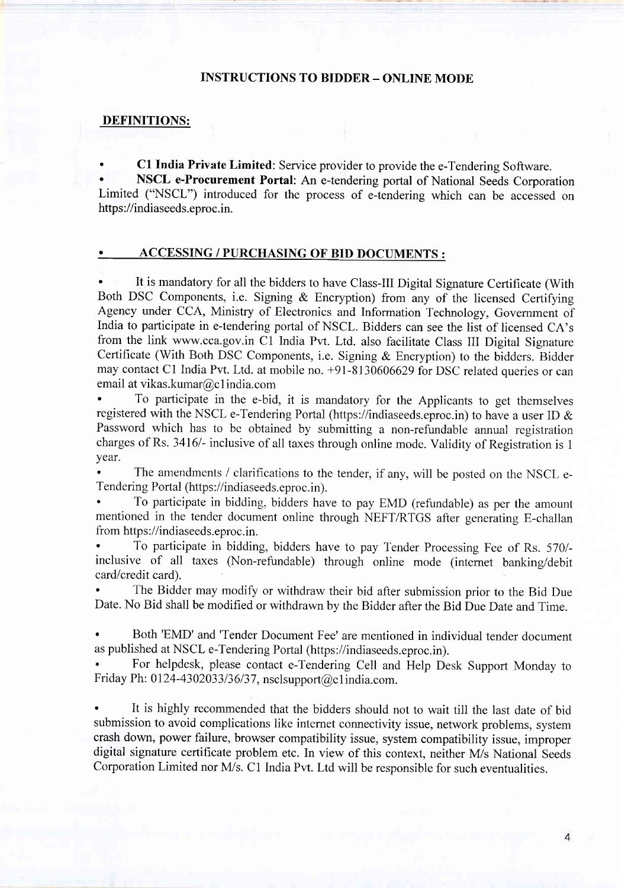## INSTRUCTIONS TO BIDDER – ONLINE MODE

### DEFINITIONS:

- **C1 India Private Limited**: Service provider to provide the e-Tendering Software.
- **NSCL e-Procurement Portal**: An e-tendering portal of National Seeds Corporation Limited ("NSCL") introduced for the process of e-tendering which can be accessed on https://indiaseeds.eproc.in.

### • ACCESSING / PURCHASING OF BID DOCUMENTS :

- It is mandatory for all the bidders to have Class-III Digital Signature Certificate (With Both DSC Components, i.e. Signing & Encryption) from any of the licensed Certifying Agency under CCA, Ministry of Electronics and Information Technology, Government of India to participate in e-tendering portal of NSCL. Bidders can see the list of licensed CA's from the link www.cca.gov.in C1 India Pvt. Ltd. also facilitate Class III Digital Signature Certificate (With Both DSC Components, i.e. Signing & Encryption) to the bidders. Bidder may contact C1 India Pvt. Ltd. at mobile no. +91-8130606629 for DSC related queries or can email at vikas.kumar@c1india.com
- To participate in the e-bid, it is mandatory for the Applicants to get themselves registered with the NSCL e-Tendering Portal (https://indiaseeds.eproc.in) to have a user ID & Password which has to be obtained by submitting a non-refundable annual registration charges of Rs. 3416/- inclusive of all taxes through online mode. Validity of Registration is 1 year.
- The amendments / clarifications to the tender, if any, will be posted on the NSCL e-Tendering Portal (https://indiaseeds.eproc.in).
- To participate in bidding, bidders have to pay EMD (refundable) as per the amount mentioned in the tender document online through NEFT/RTGS after generating E-challan from https://indiaseeds.eproc.in.
- To participate in bidding, bidders have to pay Tender Processing Fee of Rs. 570/- inclusive of all taxes (Non-refundable) through online mode (internet banking/debit card/credit card).
- The Bidder may modify or withdraw their bid after submission prior to the Bid Due Date. No Bid shall be modified or withdrawn by the Bidder after the Bid Due Date and Time.
- Both 'EMD' and 'Tender Document Fee' are mentioned in individual tender document as published at NSCL e-Tendering Portal (https://indiaseeds.eproc.in).
- For helpdesk, please contact e-Tendering Cell and Help Desk Support Monday to Friday Ph: 0124-4302033/36/37, nsclsupport@c1india.com.
- It is highly recommended that the bidders should not to wait till the last date of bid submission to avoid complications like internet connectivity issue, network problems, system crash down, power failure, browser compatibility issue, system compatibility issue, improper digital signature certificate problem etc. In view of this context, neither M/s National Seeds Corporation Limited nor M/s. C1 India Pvt. Ltd will be responsible for such eventualities.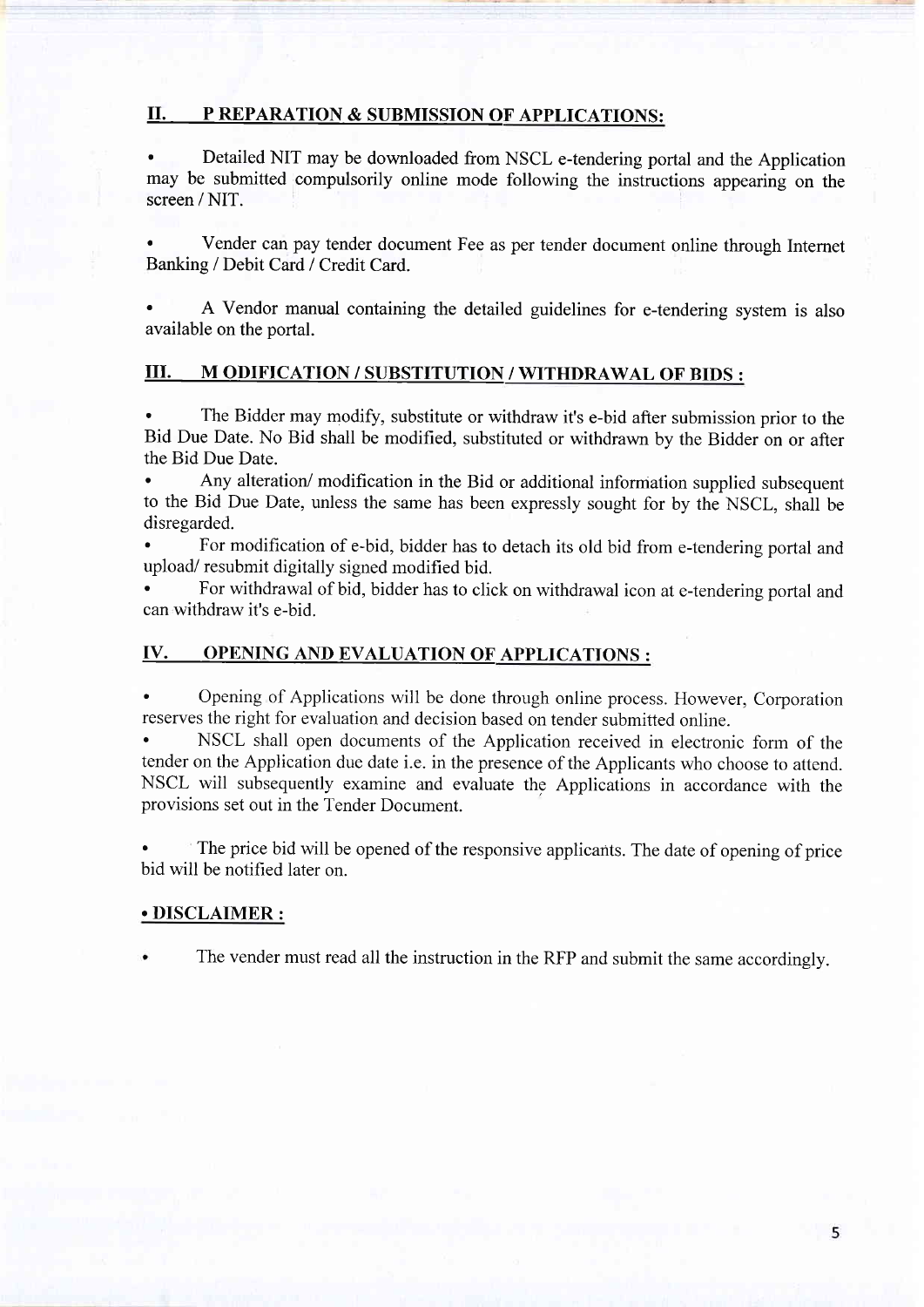## II. P REPARATION & SUBMISSION OF APPLICATIONS:

- Detailed NIT may be downloaded from NSCL e-tendering portal and the Application may be submitted compulsorily online mode following the instructions appearing on the screen / NIT.

- Vender can pay tender document Fee as per tender document online through Internet Banking / Debit Card / Credit Card.

- A Vendor manual containing the detailed guidelines for e-tendering system is also available on the portal.

## III. M ODIFICATION / SUBSTITUTION / WITHDRAWAL OF BIDS :

- The Bidder may modify, substitute or withdraw it's e-bid after submission prior to the Bid Due Date. No Bid shall be modified, substituted or withdrawn by the Bidder on or after the Bid Due Date.
- Any alteration/ modification in the Bid or additional information supplied subsequent to the Bid Due Date, unless the same has been expressly sought for by the NSCL, shall be disregarded.
- For modification of e-bid, bidder has to detach its old bid from e-tendering portal and upload/ resubmit digitally signed modified bid.
- For withdrawal of bid, bidder has to click on withdrawal icon at e-tendering portal and can withdraw it's e-bid.

## IV. OPENING AND EVALUATION OF APPLICATIONS :

- Opening of Applications will be done through online process. However, Corporation reserves the right for evaluation and decision based on tender submitted online.
- NSCL shall open documents of the Application received in electronic form of the tender on the Application due date i.e. in the presence of the Applicants who choose to attend. NSCL will subsequently examine and evaluate the Applications in accordance with the provisions set out in the Tender Document.

- The price bid will be opened of the responsive applicants. The date of opening of price bid will be notified later on.

## • DISCLAIMER :

- The vender must read all the instruction in the RFP and submit the same accordingly.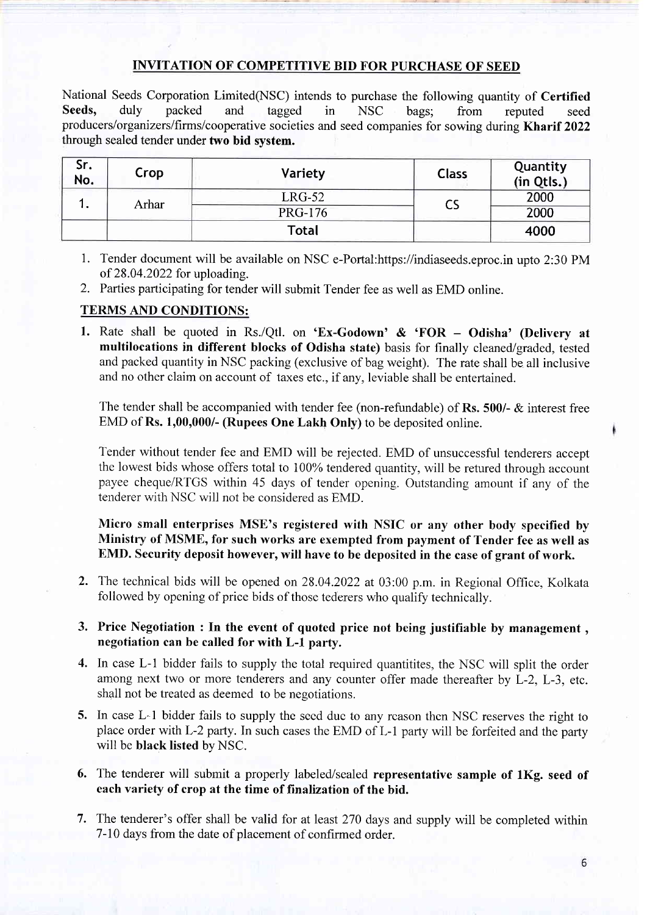## INVITATION OF COMPETITIVE BID FOR PURCHASE OF SEED

National Seeds Corporation Limited(NSC) intends to purchase the following quantity of **Certified Seeds,** duly packed and tagged in NSC bags; from reputed seed producers/organizers/firms/cooperative societies and seed companies for sowing during **Kharif 2022** through sealed tender under **two bid system.**

| Sr. No. | Crop | Variety | Class | Quantity (in Qtls.) |
|---|---|---|---|---|
| 1. | Arhar | LRG-52 | CS | 2000 |
| | | PRG-176 | | 2000 |
| | | **Total** | | **4000** |

1. Tender document will be available on NSC e-Portal:https://indiaseeds.eproc.in upto 2:30 PM of 28.04.2022 for uploading.
2. Parties participating for tender will submit Tender fee as well as EMD online.

### TERMS AND CONDITIONS:

1. Rate shall be quoted in Rs./Qtl. on **'Ex-Godown' & 'FOR – Odisha' (Delivery at multilocations in different blocks of Odisha state)** basis for finally cleaned/graded, tested and packed quantity in NSC packing (exclusive of bag weight). The rate shall be all inclusive and no other claim on account of taxes etc., if any, leviable shall be entertained.

   The tender shall be accompanied with tender fee (non-refundable) of **Rs. 500/-** & interest free EMD of **Rs. 1,00,000/- (Rupees One Lakh Only)** to be deposited online.

   Tender without tender fee and EMD will be rejected. EMD of unsuccessful tenderers accept the lowest bids whose offers total to 100% tendered quantity, will be retured through account payee cheque/RTGS within 45 days of tender opening. Outstanding amount if any of the tenderer with NSC will not be considered as EMD.

   **Micro small enterprises MSE's registered with NSIC or any other body specified by Ministry of MSME, for such works are exempted from payment of Tender fee as well as EMD. Security deposit however, will have to be deposited in the case of grant of work.**

2. The technical bids will be opened on 28.04.2022 at 03:00 p.m. in Regional Office, Kolkata followed by opening of price bids of those tederers who qualify technically.

3. **Price Negotiation : In the event of quoted price not being justifiable by management , negotiation can be called for with L-1 party.**

4. In case L-1 bidder fails to supply the total required quantitites, the NSC will split the order among next two or more tenderers and any counter offer made thereafter by L-2, L-3, etc. shall not be treated as deemed to be negotiations.

5. In case L-1 bidder fails to supply the seed due to any reason then NSC reserves the right to place order with L-2 party. In such cases the EMD of L-1 party will be forfeited and the party will be **black listed** by NSC.

6. The tenderer will submit a properly labeled/sealed **representative sample of 1Kg. seed of each variety of crop at the time of finalization of the bid.**

7. The tenderer's offer shall be valid for at least 270 days and supply will be completed within 7-10 days from the date of placement of confirmed order.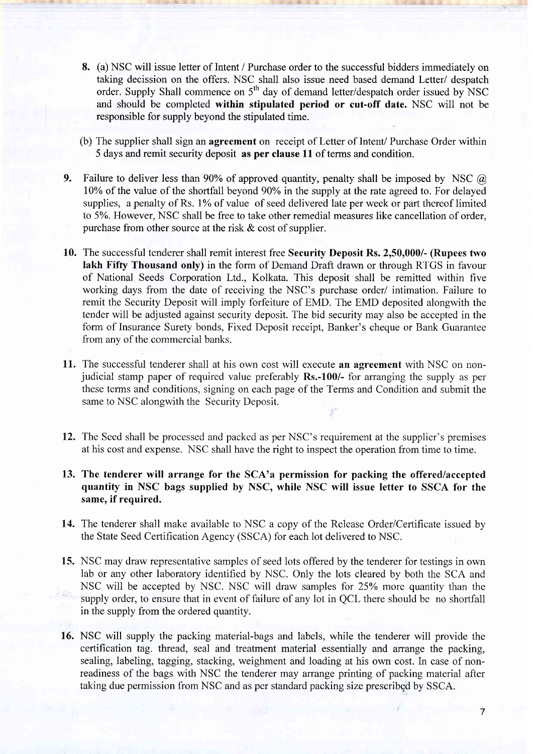8. (a) NSC will issue letter of Intent / Purchase order to the successful bidders immediately on taking decission on the offers. NSC shall also issue need based demand Letter/ despatch order. Supply Shall commence on 5[th] day of demand letter/despatch order issued by NSC and should be completed **within stipulated period or cut-off date.** NSC will not be responsible for supply beyond the stipulated time.

   (b) The supplier shall sign an **agreement** on receipt of Letter of Intent/ Purchase Order within 5 days and remit security deposit **as per clause 11** of terms and condition.

9. Failure to deliver less than 90% of approved quantity, penalty shall be imposed by NSC @ 10% of the value of the shortfall beyond 90% in the supply at the rate agreed to. For delayed supplies, a penalty of Rs. 1% of value of seed delivered late per week or part thereof limited to 5%. However, NSC shall be free to take other remedial measures like cancellation of order, purchase from other source at the risk & cost of supplier.

10. The successful tenderer shall remit interest free **Security Deposit Rs. 2,50,000/- (Rupees two lakh Fifty Thousand only)** in the form of Demand Draft drawn or through RTGS in favour of National Seeds Corporation Ltd., Kolkata. This deposit shall be remitted within five working days from the date of receiving the NSC's purchase order/ intimation. Failure to remit the Security Deposit will imply forfeiture of EMD. The EMD deposited alongwith the tender will be adjusted against security deposit. The bid security may also be accepted in the form of Insurance Surety bonds, Fixed Deposit receipt, Banker's cheque or Bank Guarantee from any of the commercial banks.

11. The successful tenderer shall at his own cost will execute **an agreement** with NSC on non-judicial stamp paper of required value preferably **Rs.-100/-** for arranging the supply as per these terms and conditions, signing on each page of the Terms and Condition and submit the same to NSC alongwith the Security Deposit.

12. The Seed shall be processed and packed as per NSC's requirement at the supplier's premises at his cost and expense. NSC shall have the right to inspect the operation from time to time.

13. **The tenderer will arrange for the SCA'a permission for packing the offered/accepted quantity in NSC bags supplied by NSC, while NSC will issue letter to SSCA for the same, if required.**

14. The tenderer shall make available to NSC a copy of the Release Order/Certificate issued by the State Seed Certification Agency (SSCA) for each lot delivered to NSC.

15. NSC may draw representative samples of seed lots offered by the tenderer for testings in own lab or any other laboratory identified by NSC. Only the lots cleared by both the SCA and NSC will be accepted by NSC. NSC will draw samples for 25% more quantity than the supply order, to ensure that in event of failure of any lot in QCL there should be no shortfall in the supply from the ordered quantity.

16. NSC will supply the packing material-bags and labels, while the tenderer will provide the certification tag. thread, seal and treatment material essentially and arrange the packing, sealing, labeling, tagging, stacking, weighment and loading at his own cost. In case of non-readiness of the bags with NSC the tenderer may arrange printing of packing material after taking due permission from NSC and as per standard packing size prescribed by SSCA.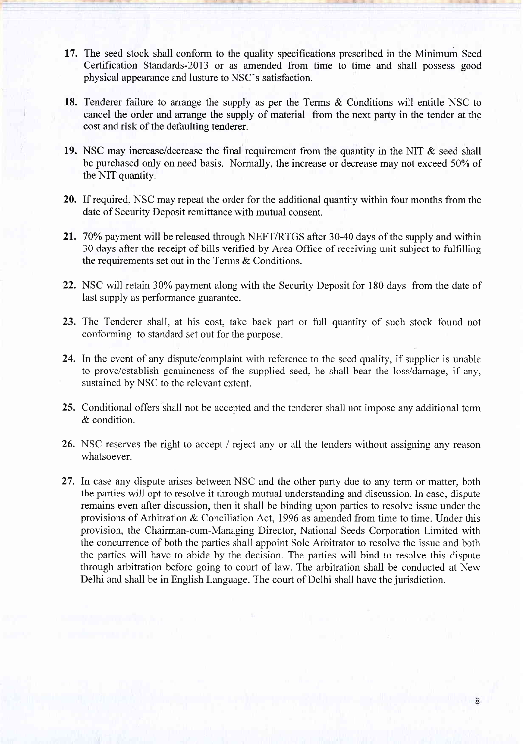17. The seed stock shall conform to the quality specifications prescribed in the Minimum Seed Certification Standards-2013 or as amended from time to time and shall possess good physical appearance and lusture to NSC's satisfaction.

18. Tenderer failure to arrange the supply as per the Terms & Conditions will entitle NSC to cancel the order and arrange the supply of material from the next party in the tender at the cost and risk of the defaulting tenderer.

19. NSC may increase/decrease the final requirement from the quantity in the NIT & seed shall be purchased only on need basis. Normally, the increase or decrease may not exceed 50% of the NIT quantity.

20. If required, NSC may repeat the order for the additional quantity within four months from the date of Security Deposit remittance with mutual consent.

21. 70% payment will be released through NEFT/RTGS after 30-40 days of the supply and within 30 days after the receipt of bills verified by Area Office of receiving unit subject to fulfilling the requirements set out in the Terms & Conditions.

22. NSC will retain 30% payment along with the Security Deposit for 180 days from the date of last supply as performance guarantee.

23. The Tenderer shall, at his cost, take back part or full quantity of such stock found not conforming to standard set out for the purpose.

24. In the event of any dispute/complaint with reference to the seed quality, if supplier is unable to prove/establish genuineness of the supplied seed, he shall bear the loss/damage, if any, sustained by NSC to the relevant extent.

25. Conditional offers shall not be accepted and the tenderer shall not impose any additional term & condition.

26. NSC reserves the right to accept / reject any or all the tenders without assigning any reason whatsoever.

27. In case any dispute arises between NSC and the other party due to any term or matter, both the parties will opt to resolve it through mutual understanding and discussion. In case, dispute remains even after discussion, then it shall be binding upon parties to resolve issue under the provisions of Arbitration & Conciliation Act, 1996 as amended from time to time. Under this provision, the Chairman-cum-Managing Director, National Seeds Corporation Limited with the concurrence of both the parties shall appoint Sole Arbitrator to resolve the issue and both the parties will have to abide by the decision. The parties will bind to resolve this dispute through arbitration before going to court of law. The arbitration shall be conducted at New Delhi and shall be in English Language. The court of Delhi shall have the jurisdiction.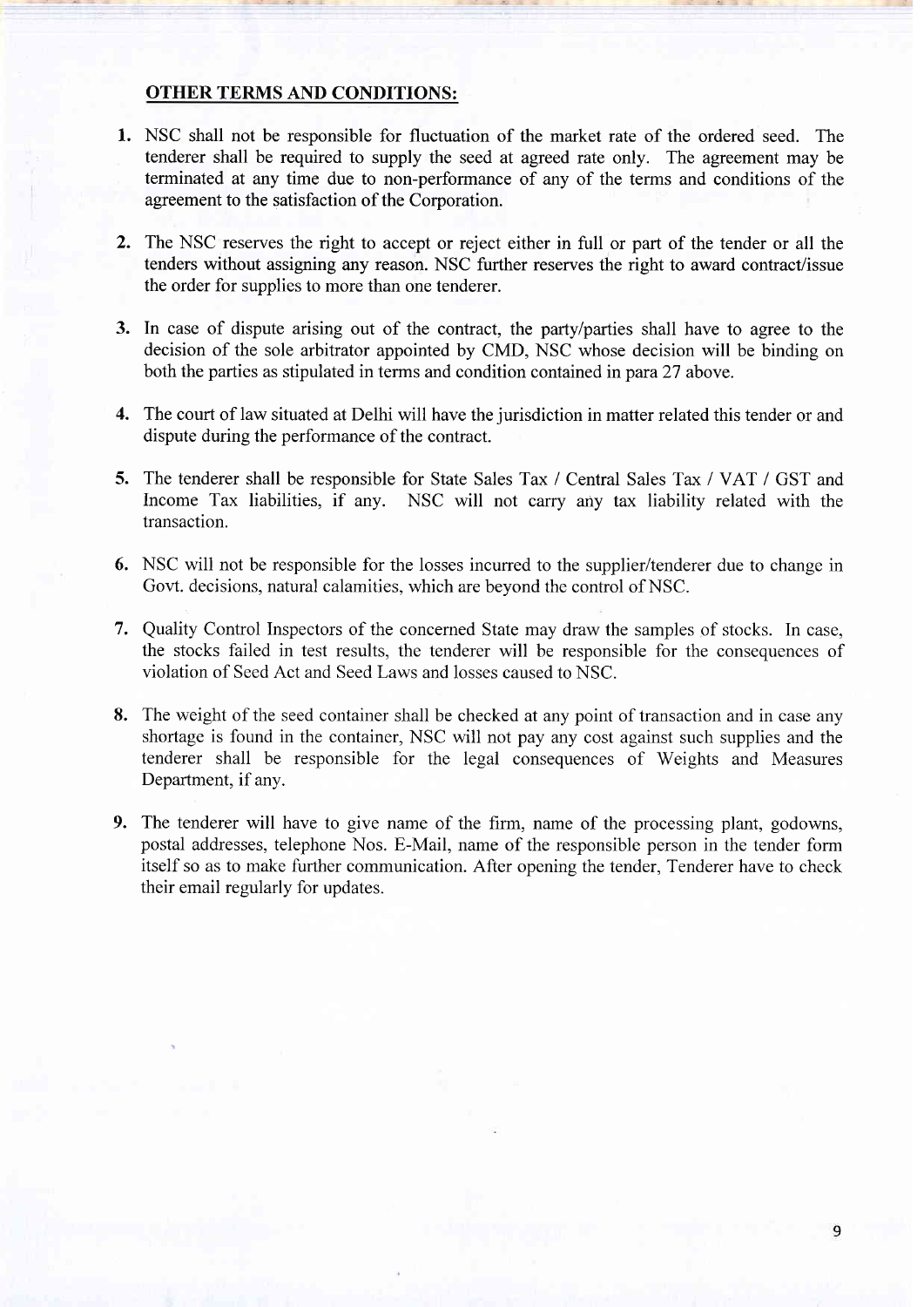**OTHER TERMS AND CONDITIONS:**

1. NSC shall not be responsible for fluctuation of the market rate of the ordered seed. The tenderer shall be required to supply the seed at agreed rate only. The agreement may be terminated at any time due to non-performance of any of the terms and conditions of the agreement to the satisfaction of the Corporation.

2. The NSC reserves the right to accept or reject either in full or part of the tender or all the tenders without assigning any reason. NSC further reserves the right to award contract/issue the order for supplies to more than one tenderer.

3. In case of dispute arising out of the contract, the party/parties shall have to agree to the decision of the sole arbitrator appointed by CMD, NSC whose decision will be binding on both the parties as stipulated in terms and condition contained in para 27 above.

4. The court of law situated at Delhi will have the jurisdiction in matter related this tender or and dispute during the performance of the contract.

5. The tenderer shall be responsible for State Sales Tax / Central Sales Tax / VAT / GST and Income Tax liabilities, if any. NSC will not carry any tax liability related with the transaction.

6. NSC will not be responsible for the losses incurred to the supplier/tenderer due to change in Govt. decisions, natural calamities, which are beyond the control of NSC.

7. Quality Control Inspectors of the concerned State may draw the samples of stocks. In case, the stocks failed in test results, the tenderer will be responsible for the consequences of violation of Seed Act and Seed Laws and losses caused to NSC.

8. The weight of the seed container shall be checked at any point of transaction and in case any shortage is found in the container, NSC will not pay any cost against such supplies and the tenderer shall be responsible for the legal consequences of Weights and Measures Department, if any.

9. The tenderer will have to give name of the firm, name of the processing plant, godowns, postal addresses, telephone Nos. E-Mail, name of the responsible person in the tender form itself so as to make further communication. After opening the tender, Tenderer have to check their email regularly for updates.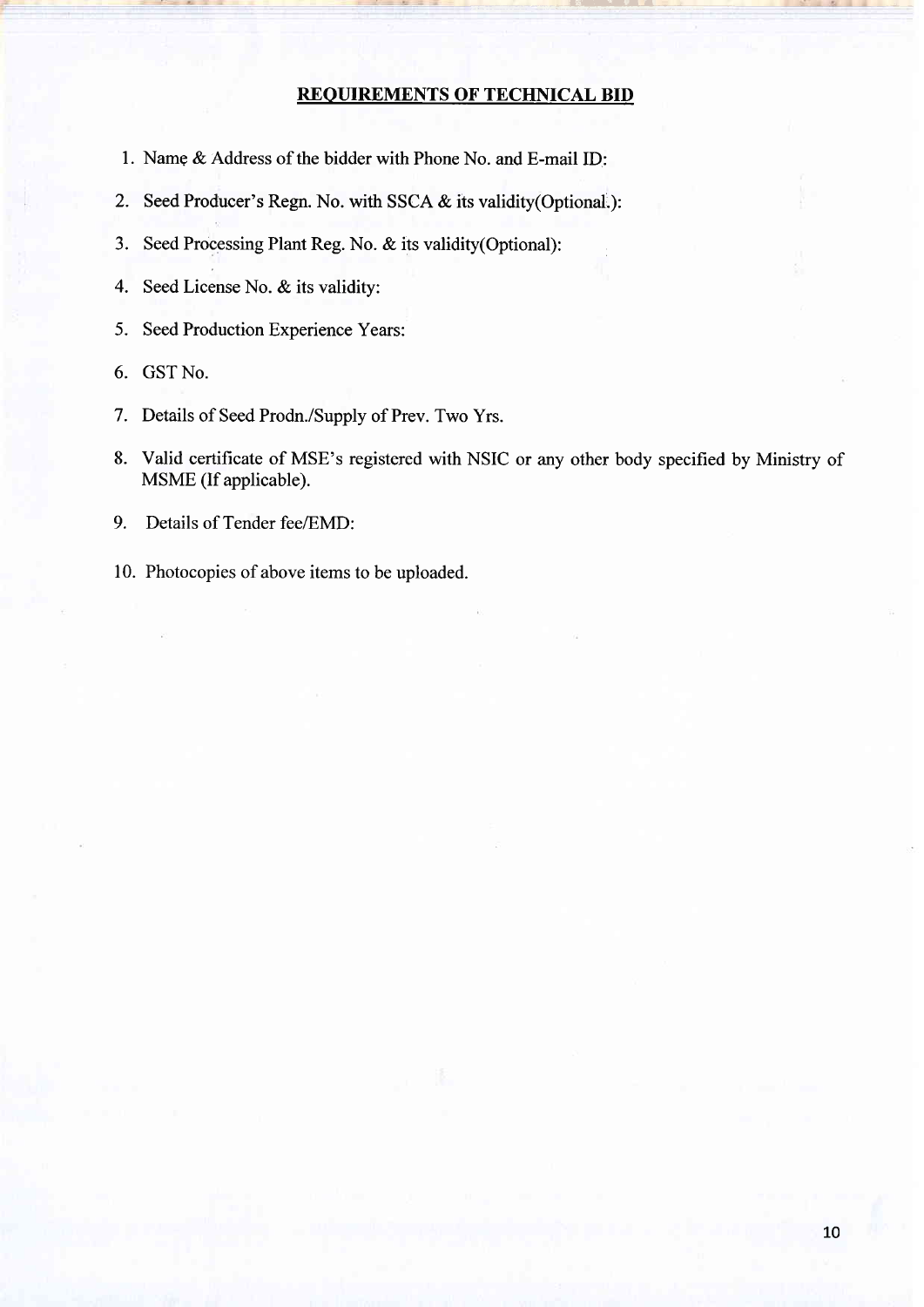## REQUIREMENTS OF TECHNICAL BID

1. Name & Address of the bidder with Phone No. and E-mail ID:
2. Seed Producer's Regn. No. with SSCA & its validity(Optional.):
3. Seed Processing Plant Reg. No. & its validity(Optional):
4. Seed License No. & its validity:
5. Seed Production Experience Years:
6. GST No.
7. Details of Seed Prodn./Supply of Prev. Two Yrs.
8. Valid certificate of MSE's registered with NSIC or any other body specified by Ministry of MSME (If applicable).
9. Details of Tender fee/EMD:
10. Photocopies of above items to be uploaded.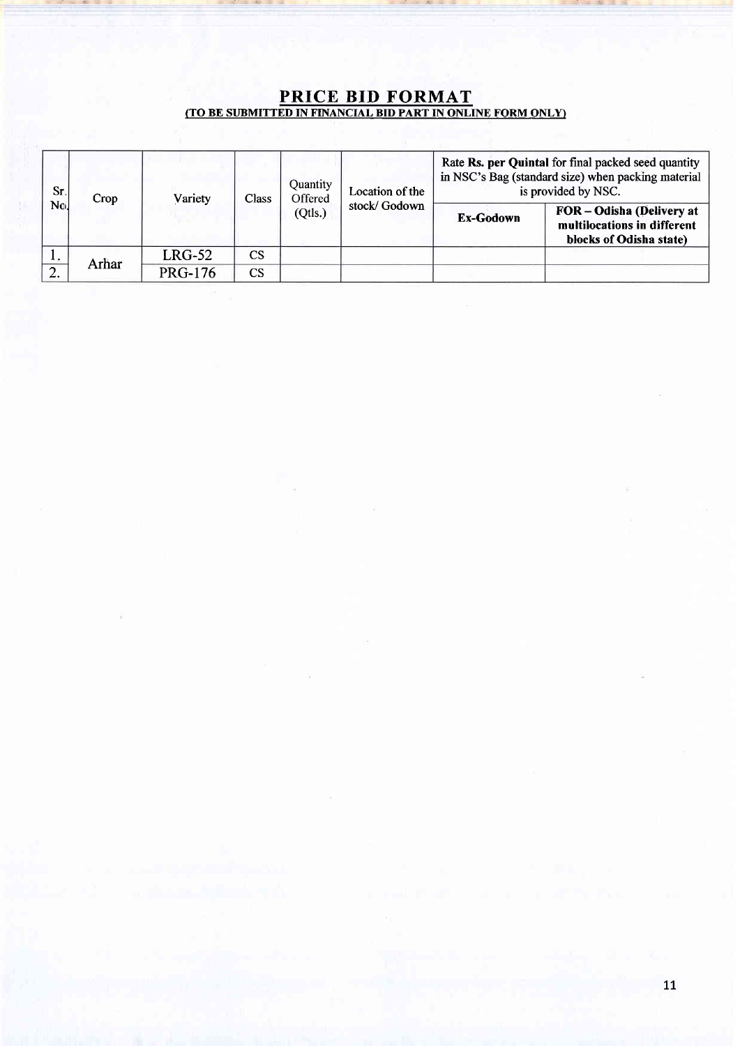## PRICE BID FORMAT

**(TO BE SUBMITTED IN FINANCIAL BID PART IN ONLINE FORM ONLY)**

| Sr. No. | Crop | Variety | Class | Quantity Offered (Qtls.) | Location of the stock/ Godown | Rate **Rs. per Quintal** for final packed seed quantity in NSC's Bag (standard size) when packing material is provided by NSC. | |
|---|---|---|---|---|---|---|---|
| | | | | | | **Ex-Godown** | **FOR – Odisha (Delivery at multilocations in different blocks of Odisha state)** |
| 1. | Arhar | LRG-52 | CS | | | | |
| 2. | | PRG-176 | CS | | | | |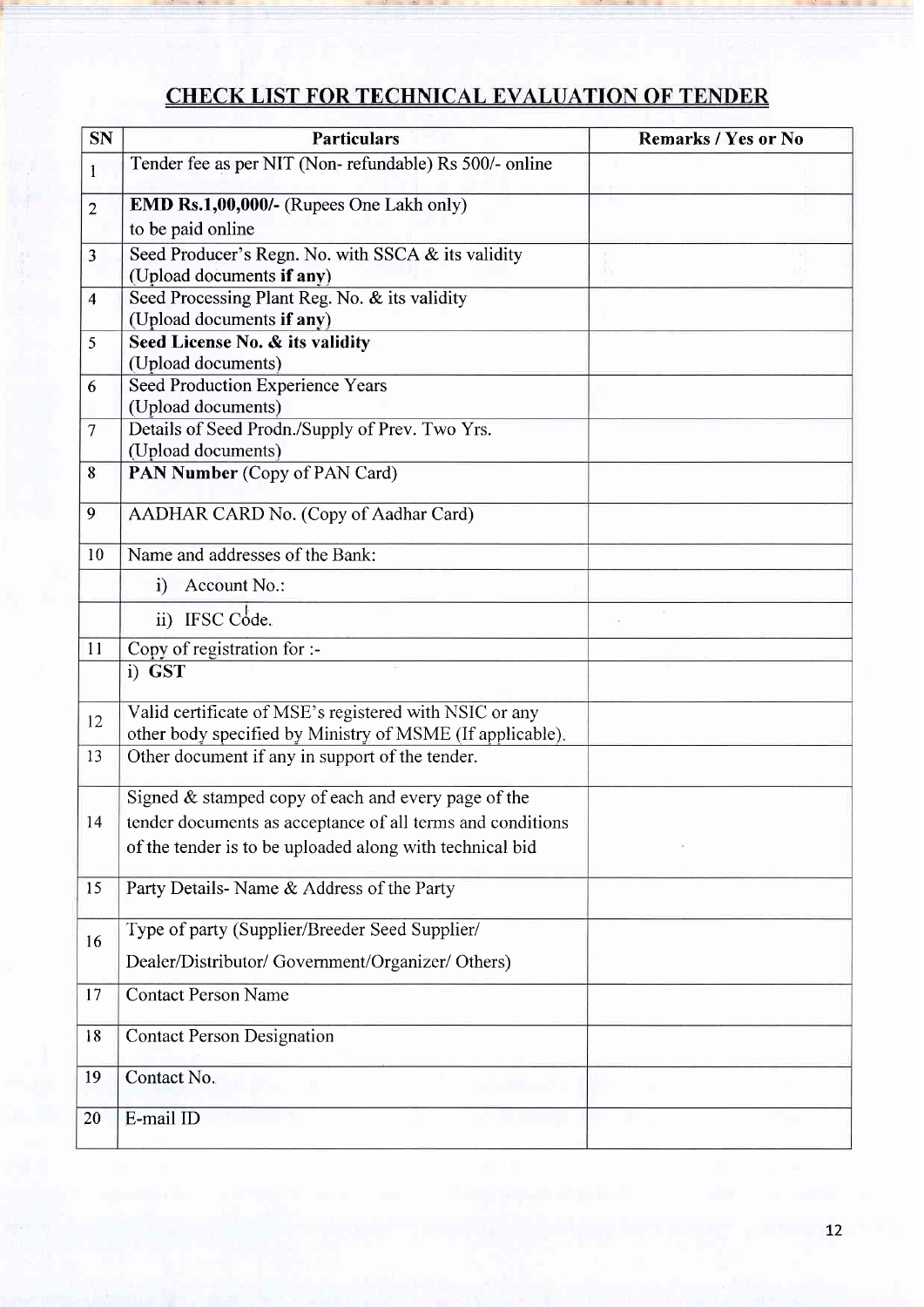## CHECK LIST FOR TECHNICAL EVALUATION OF TENDER

| SN | Particulars | Remarks / Yes or No |
|---|---|---|
| 1 | Tender fee as per NIT (Non- refundable) Rs 500/- online | |
| 2 | **EMD Rs.1,00,000/-** (Rupees One Lakh only) to be paid online | |
| 3 | Seed Producer's Regn. No. with SSCA & its validity (Upload documents **if any**) | |
| 4 | Seed Processing Plant Reg. No. & its validity (Upload documents **if any**) | |
| 5 | **Seed License No. & its validity** (Upload documents) | |
| 6 | Seed Production Experience Years (Upload documents) | |
| 7 | Details of Seed Prodn./Supply of Prev. Two Yrs. (Upload documents) | |
| 8 | **PAN Number** (Copy of PAN Card) | |
| 9 | AADHAR CARD No. (Copy of Aadhar Card) | |
| 10 | Name and addresses of the Bank: | |
| | i) Account No.: | |
| | ii) IFSC Code. | |
| 11 | Copy of registration for :- | |
| | i) **GST** | |
| 12 | Valid certificate of MSE's registered with NSIC or any other body specified by Ministry of MSME (If applicable). | |
| 13 | Other document if any in support of the tender. | |
| 14 | Signed & stamped copy of each and every page of the tender documents as acceptance of all terms and conditions of the tender is to be uploaded along with technical bid | |
| 15 | Party Details- Name & Address of the Party | |
| 16 | Type of party (Supplier/Breeder Seed Supplier/ Dealer/Distributor/ Government/Organizer/ Others) | |
| 17 | Contact Person Name | |
| 18 | Contact Person Designation | |
| 19 | Contact No. | |
| 20 | E-mail ID | |